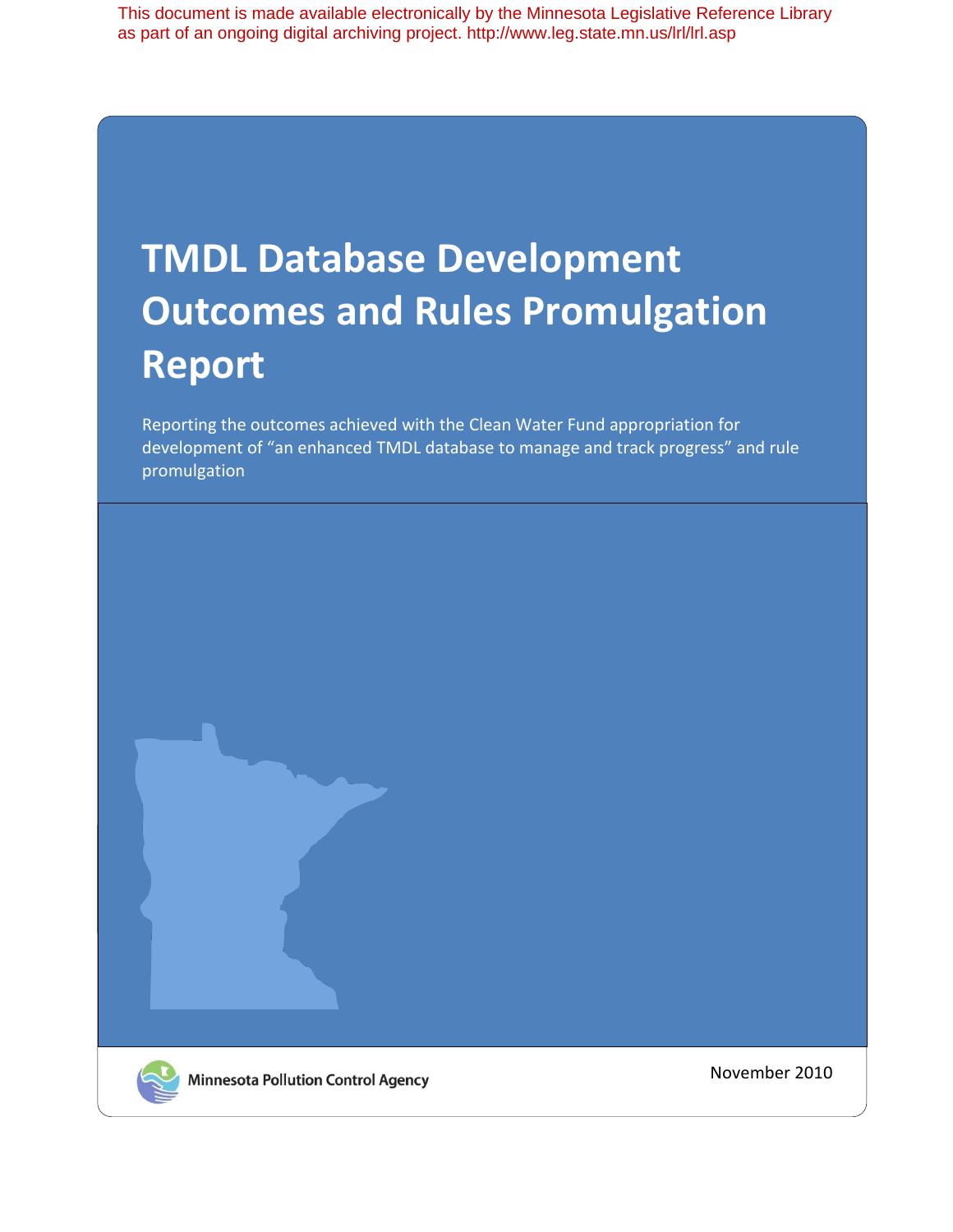This document is made available electronically by the Minnesota Legislative Reference Library as part of an ongoing digital archiving project. http://www.leg.state.mn.us/lrl/lrl.asp

# TMDL Database Development Outcomes and Rules Promulgation Report

Reporting the outcomes achieved with the Clean Water Fund appropriation for development of "an enhanced TMDL database to manage and track progress" and rule promulgation

Minnesota Pollution Control Agency

November 2010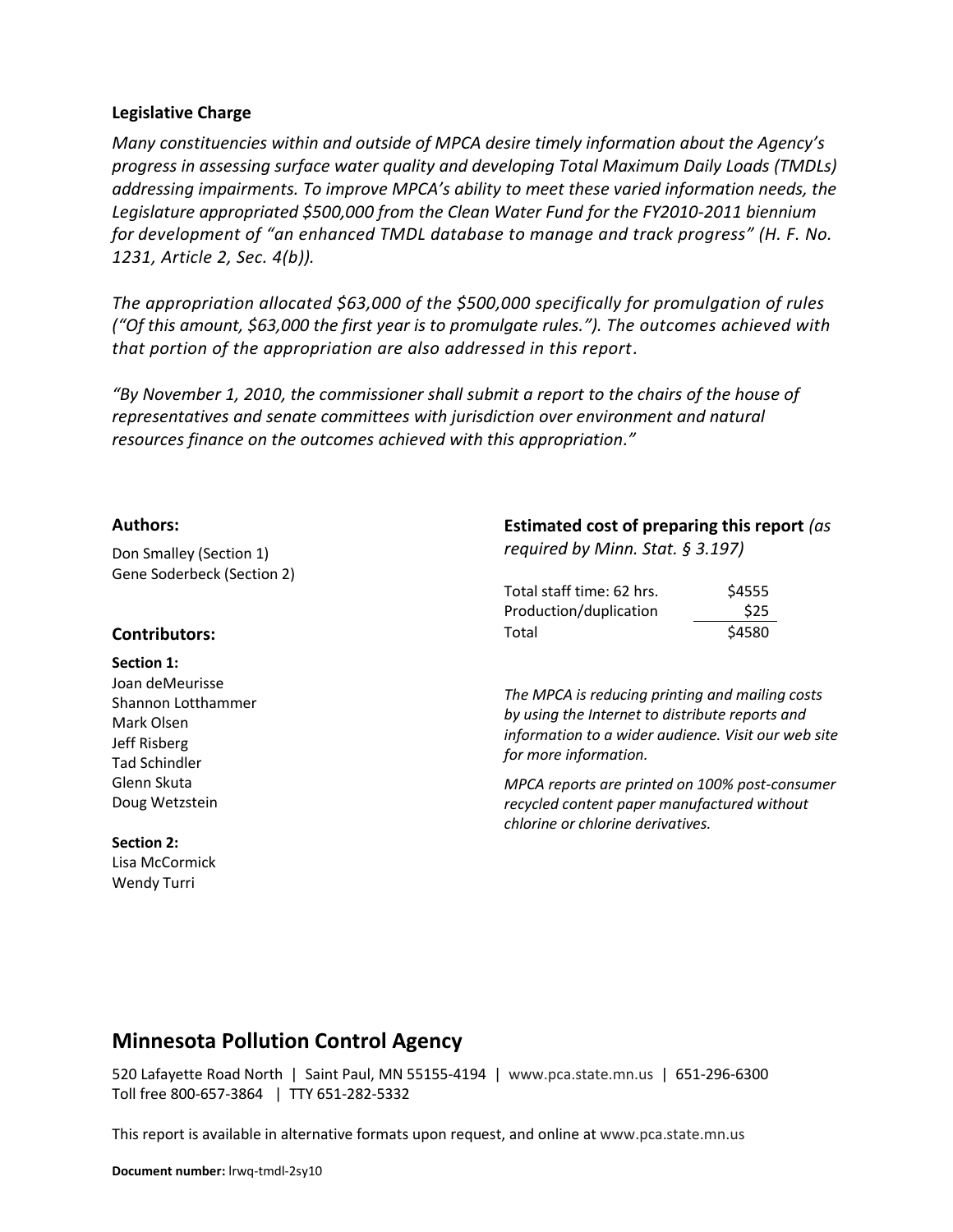**Legislative Charge**

*Many constituencies within and outside of MPCA desire timely information about the Agency's progress in assessing surface water quality and developing Total Maximum Daily Loads (TMDLs) addressing impairments. To improve MPCA's ability to meet these varied information needs, the Legislature appropriated $500,000 from the Clean Water Fund for the FY2010-2011 biennium for development of "an enhanced TMDL database to manage and track progress" (H. F. No. 1231, Article 2, Sec. 4(b)).*

*The appropriation allocated $63,000 of the $500,000 specifically for promulgation of rules ("Of this amount, $63,000 the first year is to promulgate rules."). The outcomes achieved with that portion of the appropriation are also addressed in this report.*

*"By November 1, 2010, the commissioner shall submit a report to the chairs of the house of representatives and senate committees with jurisdiction over environment and natural resources finance on the outcomes achieved with this appropriation."*

**Authors:**

Don Smalley (Section 1)
Gene Soderbeck (Section 2)

**Contributors:**

**Section 1:**
Joan deMeurisse
Shannon Lotthammer
Mark Olsen
Jeff Risberg
Tad Schindler
Glenn Skuta
Doug Wetzstein

**Section 2:**
Lisa McCormick
Wendy Turri

**Estimated cost of preparing this report** *(as required by Minn. Stat. § 3.197)*

| | |
|---|---|
| Total staff time: 62 hrs. | $4555 |
| Production/duplication | $25 |
| Total | $4580 |

*The MPCA is reducing printing and mailing costs by using the Internet to distribute reports and information to a wider audience. Visit our web site for more information.*

*MPCA reports are printed on 100% post-consumer recycled content paper manufactured without chlorine or chlorine derivatives.*

## Minnesota Pollution Control Agency

520 Lafayette Road North | Saint Paul, MN 55155-4194 | www.pca.state.mn.us | 651-296-6300
Toll free 800-657-3864 | TTY 651-282-5332

This report is available in alternative formats upon request, and online at www.pca.state.mn.us

**Document number:** lrwq-tmdl-2sy10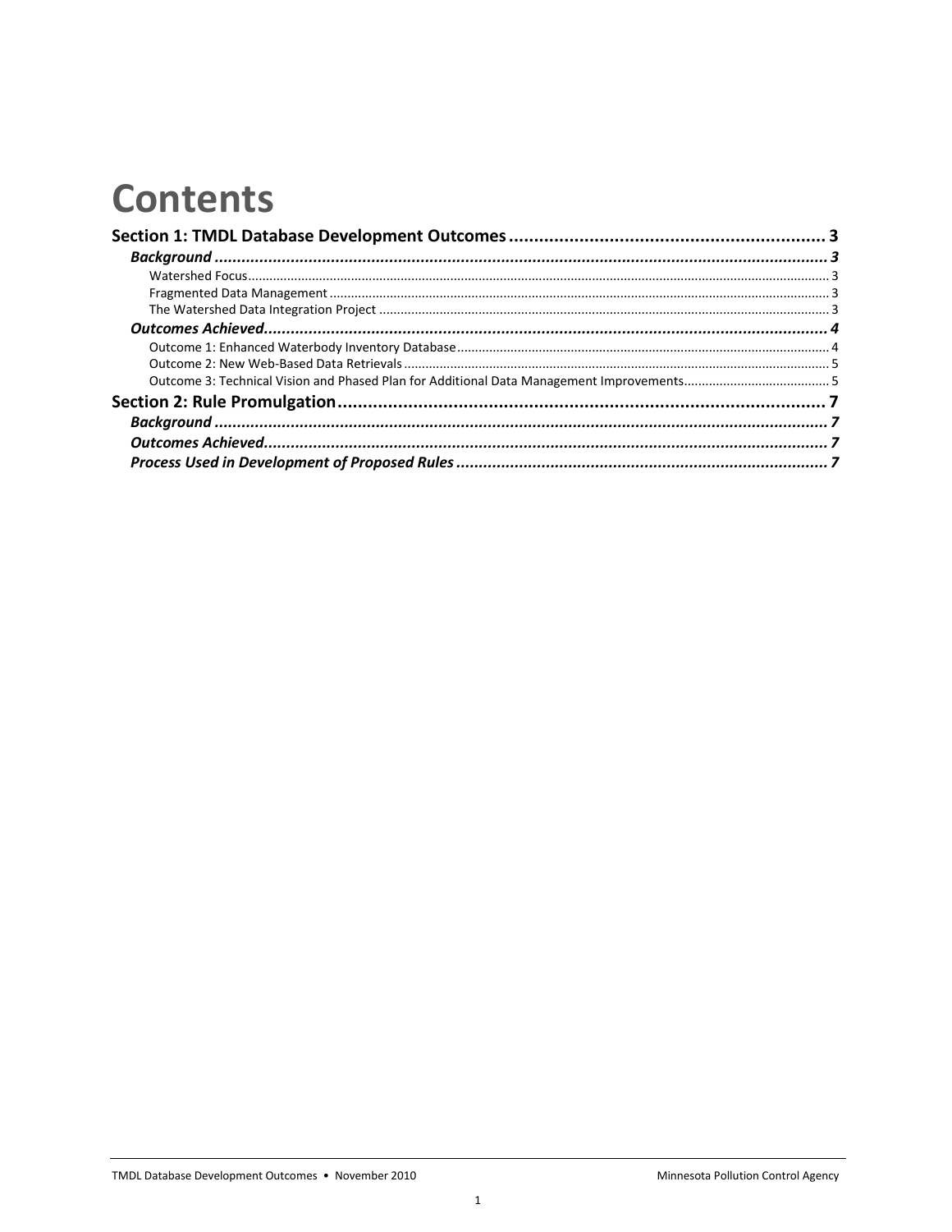# Contents

**Section 1: TMDL Database Development Outcomes ................................................................ 3**

***Background ........................................................................................................................... 3***

Watershed Focus ........................................................................................................................... 3

Fragmented Data Management ........................................................................................................... 3

The Watershed Data Integration Project ........................................................................................... 3

***Outcomes Achieved............................................................................................................... 4***

Outcome 1: Enhanced Waterbody Inventory Database ...................................................................... 4

Outcome 2: New Web-Based Data Retrievals ...................................................................................... 5

Outcome 3: Technical Vision and Phased Plan for Additional Data Management Improvements ......................................... 5

**Section 2: Rule Promulgation ................................................................................................. 7**

***Background ........................................................................................................................... 7***

***Outcomes Achieved............................................................................................................... 7***

***Process Used in Development of Proposed Rules ................................................................. 7***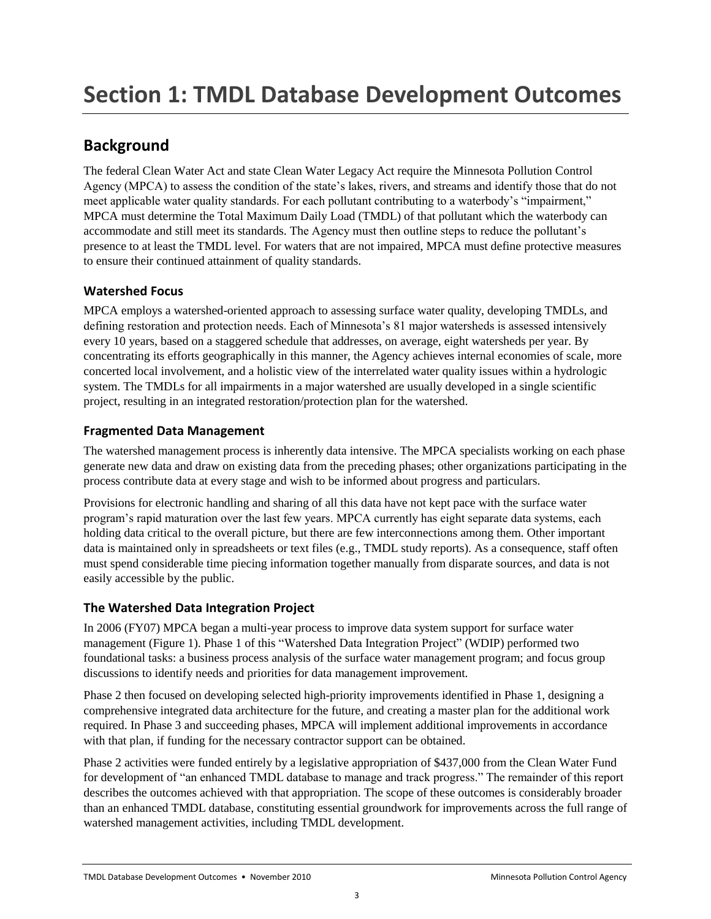# Section 1: TMDL Database Development Outcomes

## Background

The federal Clean Water Act and state Clean Water Legacy Act require the Minnesota Pollution Control Agency (MPCA) to assess the condition of the state's lakes, rivers, and streams and identify those that do not meet applicable water quality standards. For each pollutant contributing to a waterbody's "impairment," MPCA must determine the Total Maximum Daily Load (TMDL) of that pollutant which the waterbody can accommodate and still meet its standards. The Agency must then outline steps to reduce the pollutant's presence to at least the TMDL level. For waters that are not impaired, MPCA must define protective measures to ensure their continued attainment of quality standards.

### Watershed Focus

MPCA employs a watershed-oriented approach to assessing surface water quality, developing TMDLs, and defining restoration and protection needs. Each of Minnesota's 81 major watersheds is assessed intensively every 10 years, based on a staggered schedule that addresses, on average, eight watersheds per year. By concentrating its efforts geographically in this manner, the Agency achieves internal economies of scale, more concerted local involvement, and a holistic view of the interrelated water quality issues within a hydrologic system. The TMDLs for all impairments in a major watershed are usually developed in a single scientific project, resulting in an integrated restoration/protection plan for the watershed.

### Fragmented Data Management

The watershed management process is inherently data intensive. The MPCA specialists working on each phase generate new data and draw on existing data from the preceding phases; other organizations participating in the process contribute data at every stage and wish to be informed about progress and particulars.

Provisions for electronic handling and sharing of all this data have not kept pace with the surface water program's rapid maturation over the last few years. MPCA currently has eight separate data systems, each holding data critical to the overall picture, but there are few interconnections among them. Other important data is maintained only in spreadsheets or text files (e.g., TMDL study reports). As a consequence, staff often must spend considerable time piecing information together manually from disparate sources, and data is not easily accessible by the public.

### The Watershed Data Integration Project

In 2006 (FY07) MPCA began a multi-year process to improve data system support for surface water management (Figure 1). Phase 1 of this "Watershed Data Integration Project" (WDIP) performed two foundational tasks: a business process analysis of the surface water management program; and focus group discussions to identify needs and priorities for data management improvement.

Phase 2 then focused on developing selected high-priority improvements identified in Phase 1, designing a comprehensive integrated data architecture for the future, and creating a master plan for the additional work required. In Phase 3 and succeeding phases, MPCA will implement additional improvements in accordance with that plan, if funding for the necessary contractor support can be obtained.

Phase 2 activities were funded entirely by a legislative appropriation of $437,000 from the Clean Water Fund for development of "an enhanced TMDL database to manage and track progress." The remainder of this report describes the outcomes achieved with that appropriation. The scope of these outcomes is considerably broader than an enhanced TMDL database, constituting essential groundwork for improvements across the full range of watershed management activities, including TMDL development.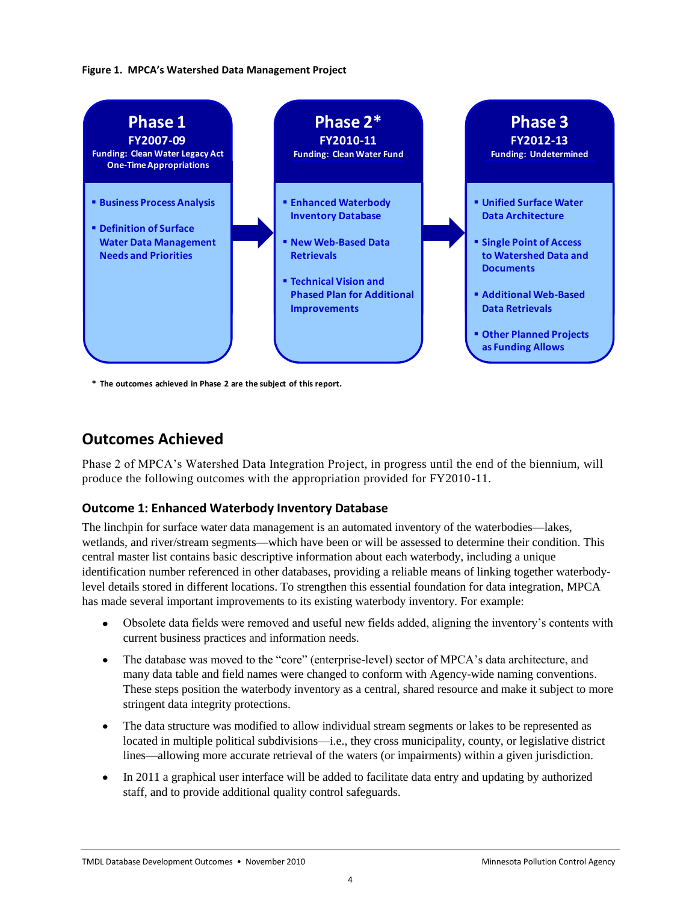**Figure 1. MPCA's Watershed Data Management Project**

| Phase 1 | Phase 2* | Phase 3 |
| --- | --- | --- |
| FY2007-09 | FY2010-11 | FY2012-13 |
| Funding: Clean Water Legacy Act One-Time Appropriations | Funding: Clean Water Fund | Funding: Undetermined |
| ▪ Business Process Analysis<br>▪ Definition of Surface Water Data Management Needs and Priorities | ▪ Enhanced Waterbody Inventory Database<br>▪ New Web-Based Data Retrievals<br>▪ Technical Vision and Phased Plan for Additional Improvements | ▪ Unified Surface Water Data Architecture<br>▪ Single Point of Access to Watershed Data and Documents<br>▪ Additional Web-Based Data Retrievals<br>▪ Other Planned Projects as Funding Allows |

\* The outcomes achieved in Phase 2 are the subject of this report.

## Outcomes Achieved

Phase 2 of MPCA's Watershed Data Integration Project, in progress until the end of the biennium, will produce the following outcomes with the appropriation provided for FY2010-11.

### Outcome 1: Enhanced Waterbody Inventory Database

The linchpin for surface water data management is an automated inventory of the waterbodies—lakes, wetlands, and river/stream segments—which have been or will be assessed to determine their condition. This central master list contains basic descriptive information about each waterbody, including a unique identification number referenced in other databases, providing a reliable means of linking together waterbody-level details stored in different locations. To strengthen this essential foundation for data integration, MPCA has made several important improvements to its existing waterbody inventory. For example:

- Obsolete data fields were removed and useful new fields added, aligning the inventory's contents with current business practices and information needs.
- The database was moved to the "core" (enterprise-level) sector of MPCA's data architecture, and many data table and field names were changed to conform with Agency-wide naming conventions. These steps position the waterbody inventory as a central, shared resource and make it subject to more stringent data integrity protections.
- The data structure was modified to allow individual stream segments or lakes to be represented as located in multiple political subdivisions—i.e., they cross municipality, county, or legislative district lines—allowing more accurate retrieval of the waters (or impairments) within a given jurisdiction.
- In 2011 a graphical user interface will be added to facilitate data entry and updating by authorized staff, and to provide additional quality control safeguards.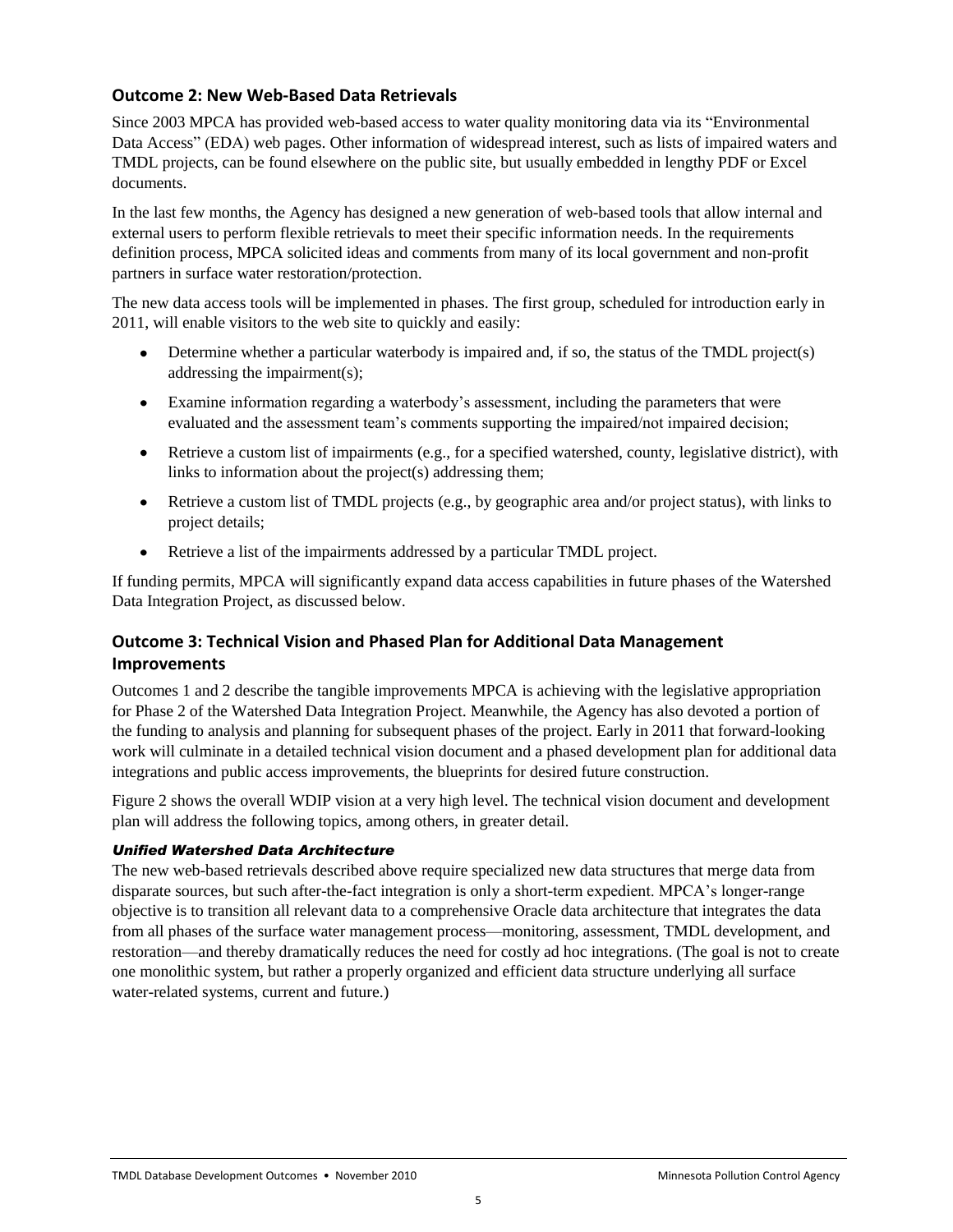## Outcome 2: New Web-Based Data Retrievals

Since 2003 MPCA has provided web-based access to water quality monitoring data via its "Environmental Data Access" (EDA) web pages. Other information of widespread interest, such as lists of impaired waters and TMDL projects, can be found elsewhere on the public site, but usually embedded in lengthy PDF or Excel documents.

In the last few months, the Agency has designed a new generation of web-based tools that allow internal and external users to perform flexible retrievals to meet their specific information needs. In the requirements definition process, MPCA solicited ideas and comments from many of its local government and non-profit partners in surface water restoration/protection.

The new data access tools will be implemented in phases. The first group, scheduled for introduction early in 2011, will enable visitors to the web site to quickly and easily:

- Determine whether a particular waterbody is impaired and, if so, the status of the TMDL project(s) addressing the impairment(s);
- Examine information regarding a waterbody's assessment, including the parameters that were evaluated and the assessment team's comments supporting the impaired/not impaired decision;
- Retrieve a custom list of impairments (e.g., for a specified watershed, county, legislative district), with links to information about the project(s) addressing them;
- Retrieve a custom list of TMDL projects (e.g., by geographic area and/or project status), with links to project details;
- Retrieve a list of the impairments addressed by a particular TMDL project.

If funding permits, MPCA will significantly expand data access capabilities in future phases of the Watershed Data Integration Project, as discussed below.

## Outcome 3: Technical Vision and Phased Plan for Additional Data Management Improvements

Outcomes 1 and 2 describe the tangible improvements MPCA is achieving with the legislative appropriation for Phase 2 of the Watershed Data Integration Project. Meanwhile, the Agency has also devoted a portion of the funding to analysis and planning for subsequent phases of the project. Early in 2011 that forward-looking work will culminate in a detailed technical vision document and a phased development plan for additional data integrations and public access improvements, the blueprints for desired future construction.

Figure 2 shows the overall WDIP vision at a very high level. The technical vision document and development plan will address the following topics, among others, in greater detail.

### *Unified Watershed Data Architecture*

The new web-based retrievals described above require specialized new data structures that merge data from disparate sources, but such after-the-fact integration is only a short-term expedient. MPCA's longer-range objective is to transition all relevant data to a comprehensive Oracle data architecture that integrates the data from all phases of the surface water management process—monitoring, assessment, TMDL development, and restoration—and thereby dramatically reduces the need for costly ad hoc integrations. (The goal is not to create one monolithic system, but rather a properly organized and efficient data structure underlying all surface water-related systems, current and future.)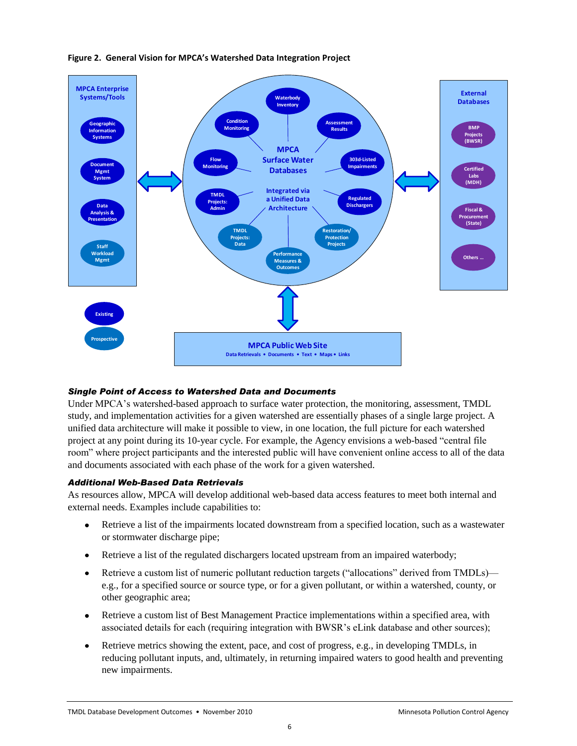**Figure 2. General Vision for MPCA's Watershed Data Integration Project**

MPCA Enterprise Systems/Tools

- Geographic Information Systems
- Document Mgmt System
- Data Analysis & Presentation
- Staff Workload Mgmt

MPCA Surface Water Databases

Integrated via a Unified Data Architecture

- Waterbody Inventory
- Assessment Results
- 303d-Listed Impairments
- Regulated Dischargers
- Restoration/ Protection Projects
- Performance Measures & Outcomes
- TMDL Projects: Data
- TMDL Projects: Admin
- Flow Monitoring
- Condition Monitoring

External Databases

- BMP Projects (BWSR)
- Certified Labs (MDH)
- Fiscal & Procurement (State)
- Others ...

Existing

Prospective

MPCA Public Web Site

Data Retrievals • Documents • Text • Maps • Links

### *Single Point of Access to Watershed Data and Documents*

Under MPCA's watershed-based approach to surface water protection, the monitoring, assessment, TMDL study, and implementation activities for a given watershed are essentially phases of a single large project. A unified data architecture will make it possible to view, in one location, the full picture for each watershed project at any point during its 10-year cycle. For example, the Agency envisions a web-based "central file room" where project participants and the interested public will have convenient online access to all of the data and documents associated with each phase of the work for a given watershed.

### *Additional Web-Based Data Retrievals*

As resources allow, MPCA will develop additional web-based data access features to meet both internal and external needs. Examples include capabilities to:

- Retrieve a list of the impairments located downstream from a specified location, such as a wastewater or stormwater discharge pipe;
- Retrieve a list of the regulated dischargers located upstream from an impaired waterbody;
- Retrieve a custom list of numeric pollutant reduction targets ("allocations" derived from TMDLs)—e.g., for a specified source or source type, or for a given pollutant, or within a watershed, county, or other geographic area;
- Retrieve a custom list of Best Management Practice implementations within a specified area, with associated details for each (requiring integration with BWSR's eLink database and other sources);
- Retrieve metrics showing the extent, pace, and cost of progress, e.g., in developing TMDLs, in reducing pollutant inputs, and, ultimately, in returning impaired waters to good health and preventing new impairments.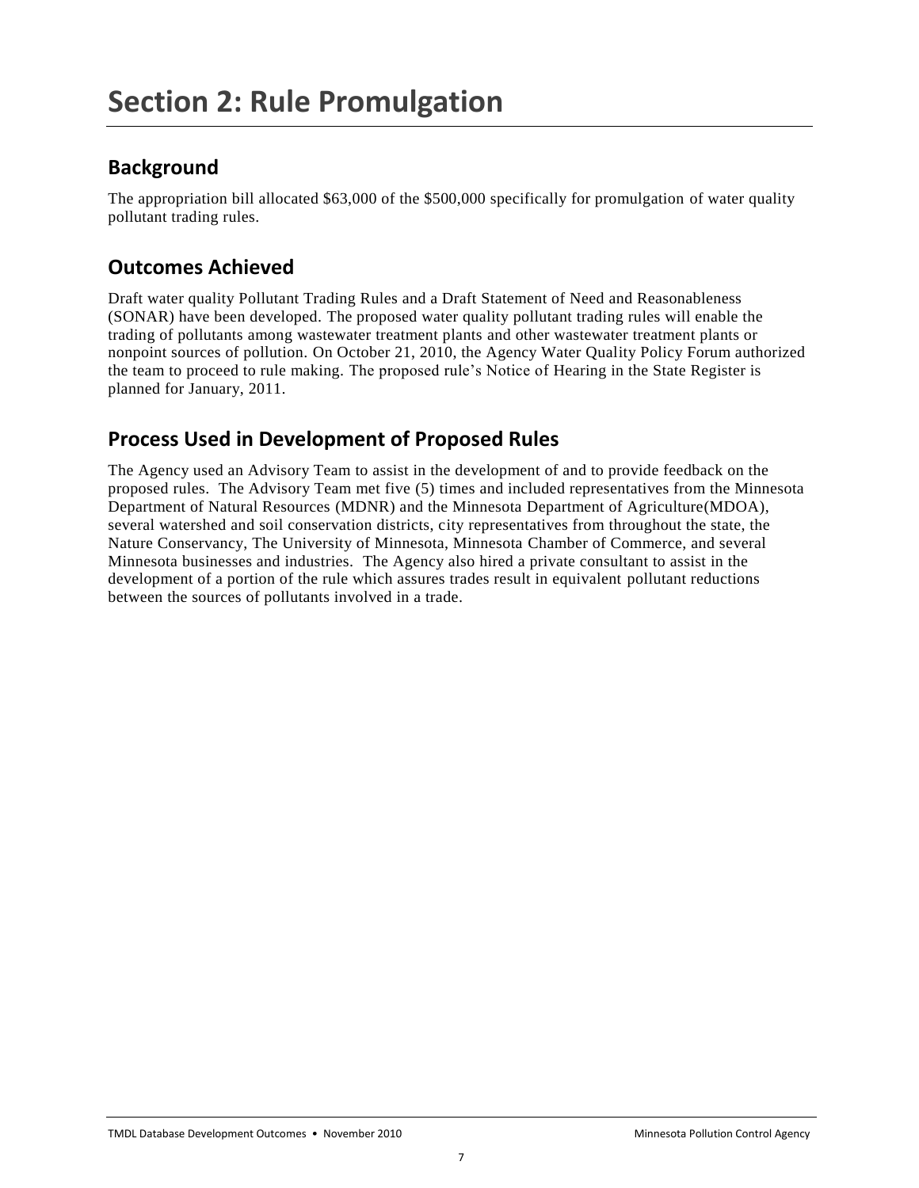# Section 2: Rule Promulgation

## Background

The appropriation bill allocated $63,000 of the $500,000 specifically for promulgation of water quality pollutant trading rules.

## Outcomes Achieved

Draft water quality Pollutant Trading Rules and a Draft Statement of Need and Reasonableness (SONAR) have been developed. The proposed water quality pollutant trading rules will enable the trading of pollutants among wastewater treatment plants and other wastewater treatment plants or nonpoint sources of pollution. On October 21, 2010, the Agency Water Quality Policy Forum authorized the team to proceed to rule making. The proposed rule's Notice of Hearing in the State Register is planned for January, 2011.

## Process Used in Development of Proposed Rules

The Agency used an Advisory Team to assist in the development of and to provide feedback on the proposed rules. The Advisory Team met five (5) times and included representatives from the Minnesota Department of Natural Resources (MDNR) and the Minnesota Department of Agriculture(MDOA), several watershed and soil conservation districts, city representatives from throughout the state, the Nature Conservancy, The University of Minnesota, Minnesota Chamber of Commerce, and several Minnesota businesses and industries. The Agency also hired a private consultant to assist in the development of a portion of the rule which assures trades result in equivalent pollutant reductions between the sources of pollutants involved in a trade.